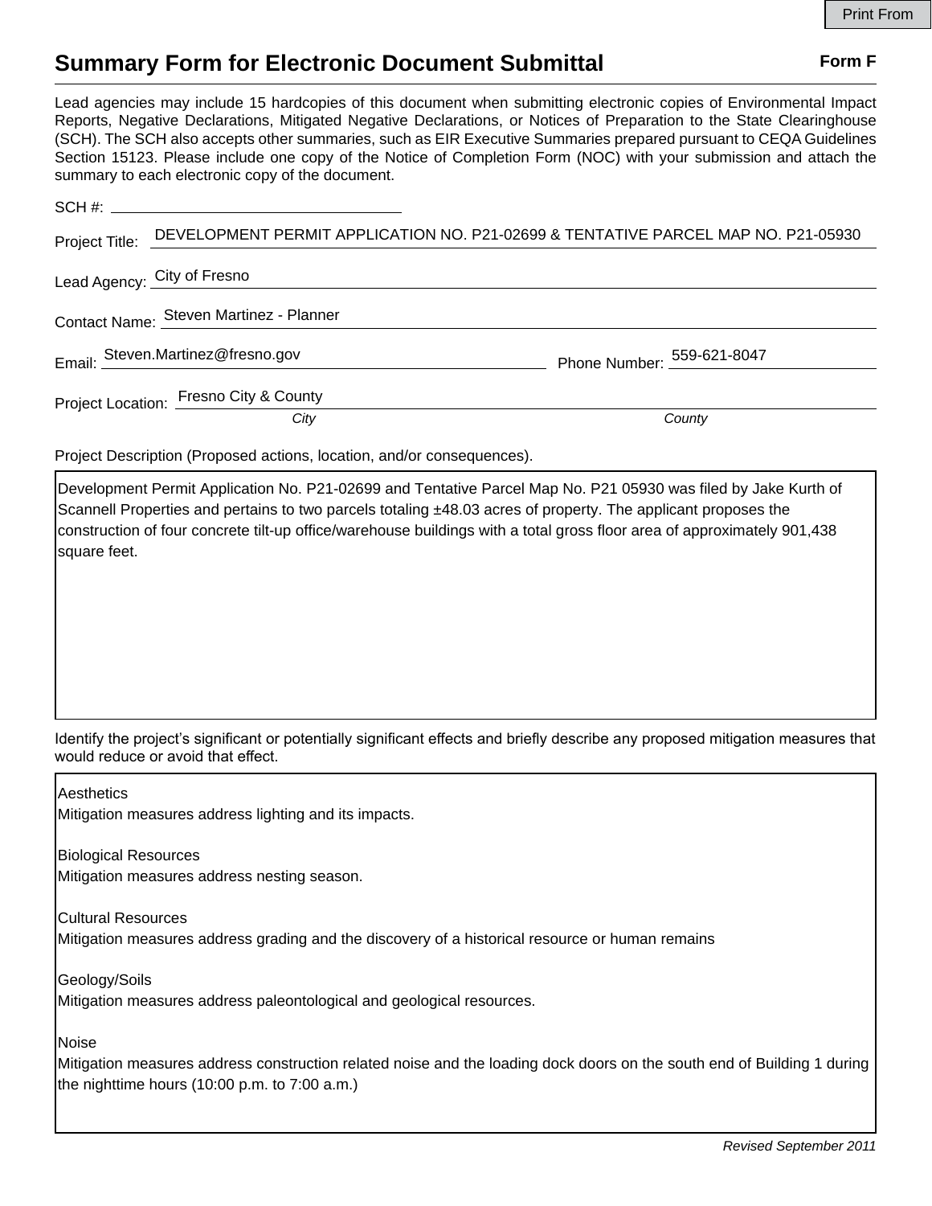Print From

# Summary Form for Electronic Document Submittal

**Form F**

Lead agencies may include 15 hardcopies of this document when submitting electronic copies of Environmental Impact Reports, Negative Declarations, Mitigated Negative Declarations, or Notices of Preparation to the State Clearinghouse (SCH). The SCH also accepts other summaries, such as EIR Executive Summaries prepared pursuant to CEQA Guidelines Section 15123. Please include one copy of the Notice of Completion Form (NOC) with your submission and attach the summary to each electronic copy of the document.

SCH #: 

Project Title: DEVELOPMENT PERMIT APPLICATION NO. P21-02699 & TENTATIVE PARCEL MAP NO. P21-05930

Lead Agency: City of Fresno

Contact Name: Steven Martinez - Planner

Email: Steven.Martinez@fresno.gov

Phone Number: 559-621-8047

Project Location: Fresno City & County

*City* *County*

Project Description (Proposed actions, location, and/or consequences).

Development Permit Application No. P21-02699 and Tentative Parcel Map No. P21 05930 was filed by Jake Kurth of Scannell Properties and pertains to two parcels totaling ±48.03 acres of property. The applicant proposes the construction of four concrete tilt-up office/warehouse buildings with a total gross floor area of approximately 901,438 square feet.

Identify the project's significant or potentially significant effects and briefly describe any proposed mitigation measures that would reduce or avoid that effect.

Aesthetics
Mitigation measures address lighting and its impacts.

Biological Resources
Mitigation measures address nesting season.

Cultural Resources
Mitigation measures address grading and the discovery of a historical resource or human remains

Geology/Soils
Mitigation measures address paleontological and geological resources.

Noise
Mitigation measures address construction related noise and the loading dock doors on the south end of Building 1 during the nighttime hours (10:00 p.m. to 7:00 a.m.)

*Revised September 2011*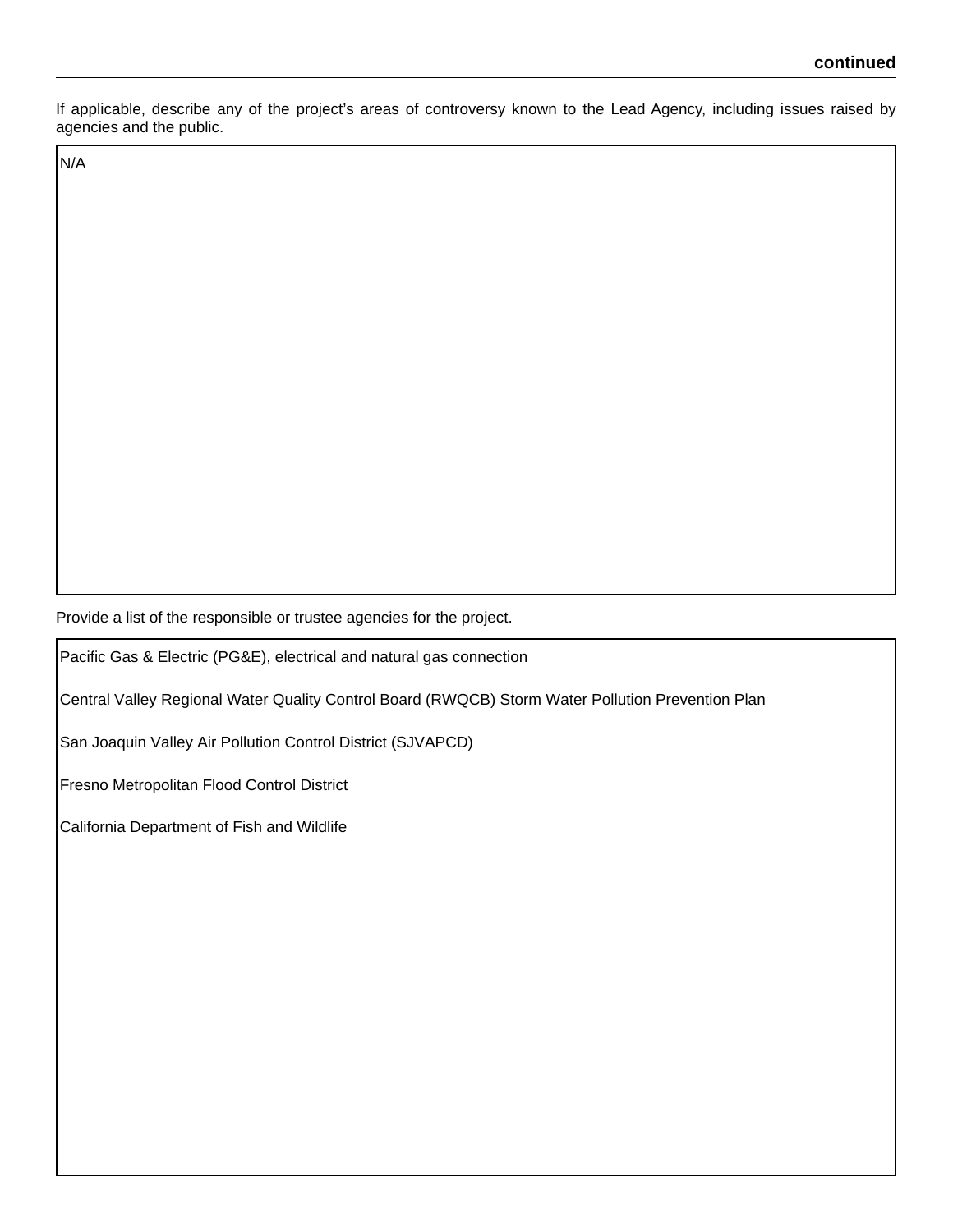**continued**

If applicable, describe any of the project's areas of controversy known to the Lead Agency, including issues raised by agencies and the public.

N/A

Provide a list of the responsible or trustee agencies for the project.

Pacific Gas & Electric (PG&E), electrical and natural gas connection

Central Valley Regional Water Quality Control Board (RWQCB) Storm Water Pollution Prevention Plan

San Joaquin Valley Air Pollution Control District (SJVAPCD)

Fresno Metropolitan Flood Control District

California Department of Fish and Wildlife